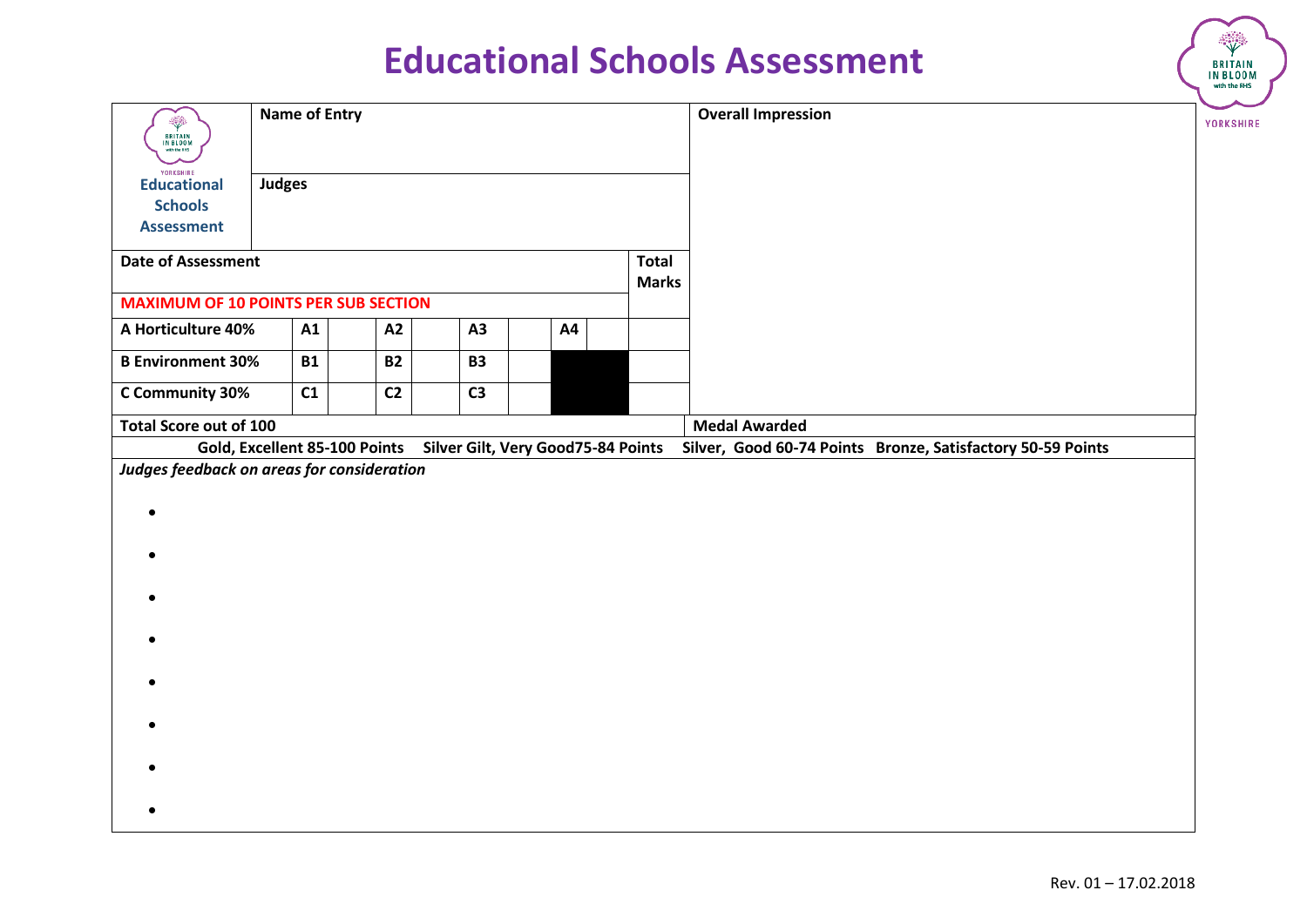# Educational Schools Assessment

| Educational Schools Assessment | Name of Entry | | | | | | | | | Overall Impression |
|---|---|---|---|---|---|---|---|---|---|---|
| | Judges | | | | | | | | | |
| Date of Assessment | | | | | | | | | Total Marks | |
| **MAXIMUM OF 10 POINTS PER SUB SECTION** | | | | | | | | | | |
| A Horticulture 40% | A1 | | A2 | | A3 | | A4 | | | |
| B Environment 30% | B1 | | B2 | | B3 | | | | | |
| C Community 30% | C1 | | C2 | | C3 | | | | | |

| Total Score out of 100 | Medal Awarded |
|---|---|

**Gold, Excellent 85-100 Points Silver Gilt, Very Good75-84 Points Silver, Good 60-74 Points Bronze, Satisfactory 50-59 Points**

***Judges feedback on areas for consideration***

- 
- 
- 
- 
- 
- 
- 
- 

Rev. 01 – 17.02.2018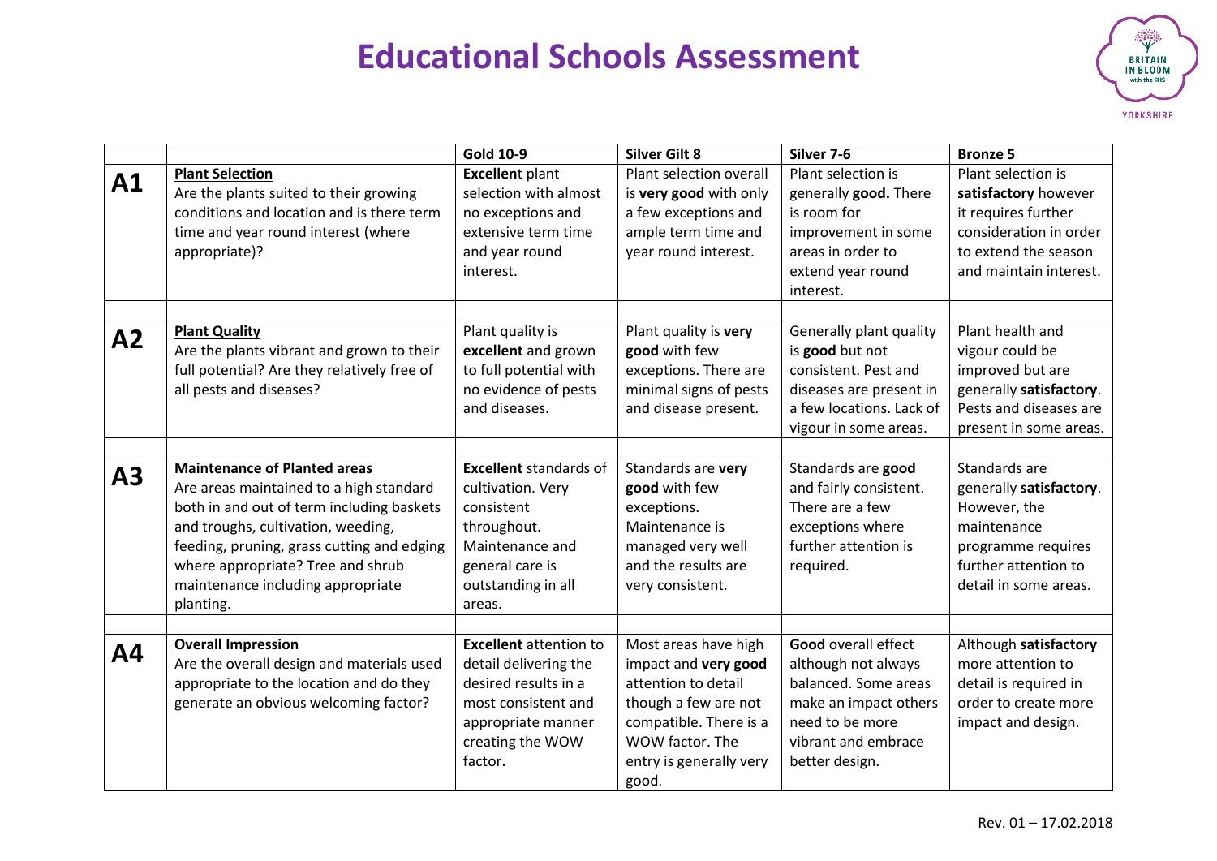# Educational Schools Assessment

| | | Gold 10-9 | Silver Gilt 8 | Silver 7-6 | Bronze 5 |
|---|---|---|---|---|---|
| **A1** | **Plant Selection**<br>Are the plants suited to their growing conditions and location and is there term time and year round interest (where appropriate)? | **Excellen**t plant selection with almost no exceptions and extensive term time and year round interest. | Plant selection overall is **very good** with only a few exceptions and ample term time and year round interest. | Plant selection is generally **good.** There is room for improvement in some areas in order to extend year round interest. | Plant selection is **satisfactory** however it requires further consideration in order to extend the season and maintain interest. |
| | | | | | |
| **A2** | **Plant Quality**<br>Are the plants vibrant and grown to their full potential? Are they relatively free of all pests and diseases? | Plant quality is **excellent** and grown to full potential with no evidence of pests and diseases. | Plant quality is **very good** with few exceptions. There are minimal signs of pests and disease present. | Generally plant quality is **good** but not consistent. Pest and diseases are present in a few locations. Lack of vigour in some areas. | Plant health and vigour could be improved but are generally **satisfactory**. Pests and diseases are present in some areas. |
| | | | | | |
| **A3** | **Maintenance of Planted areas**<br>Are areas maintained to a high standard both in and out of term including baskets and troughs, cultivation, weeding, feeding, pruning, grass cutting and edging where appropriate? Tree and shrub maintenance including appropriate planting. | **Excellent** standards of cultivation. Very consistent throughout. Maintenance and general care is outstanding in all areas. | Standards are **very good** with few exceptions. Maintenance is managed very well and the results are very consistent. | Standards are **good** and fairly consistent. There are a few exceptions where further attention is required. | Standards are generally **satisfactory**. However, the maintenance programme requires further attention to detail in some areas. |
| | | | | | |
| **A4** | **Overall Impression**<br>Are the overall design and materials used appropriate to the location and do they generate an obvious welcoming factor? | **Excellent** attention to detail delivering the desired results in a most consistent and appropriate manner creating the WOW factor. | Most areas have high impact and **very good** attention to detail though a few are not compatible. There is a WOW factor. The entry is generally very good. | **Good** overall effect although not always balanced. Some areas make an impact others need to be more vibrant and embrace better design. | Although **satisfactory** more attention to detail is required in order to create more impact and design. |

Rev. 01 – 17.02.2018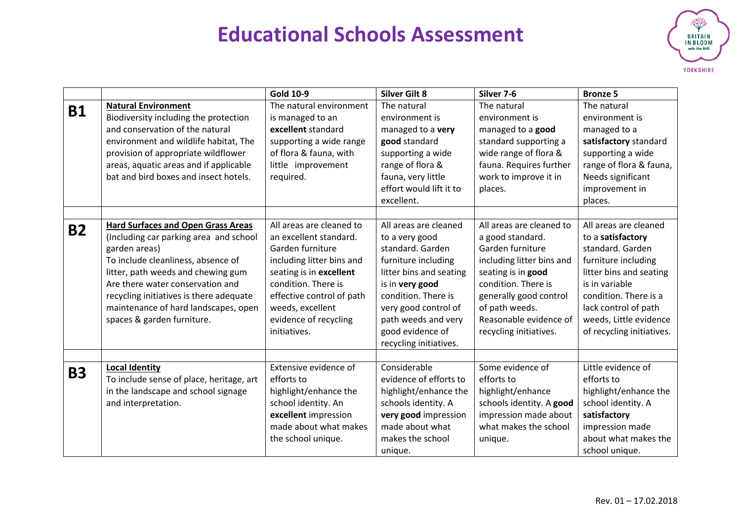# Educational Schools Assessment

| | | Gold 10-9 | Silver Gilt 8 | Silver 7-6 | Bronze 5 |
|---|---|---|---|---|---|
| **B1** | **Natural Environment** Biodiversity including the protection and conservation of the natural environment and wildlife habitat, The provision of appropriate wildflower areas, aquatic areas and if applicable bat and bird boxes and insect hotels. | The natural environment is managed to an **excellent** standard supporting a wide range of flora & fauna, with little improvement required. | The natural environment is managed to a **very good** standard supporting a wide range of flora & fauna, very little effort would lift it to excellent. | The natural environment is managed to a **good** standard supporting a wide range of flora & fauna. Requires further work to improve it in places. | The natural environment is managed to a **satisfactory** standard supporting a wide range of flora & fauna, Needs significant improvement in places. |
| | | | | | |
| **B2** | **Hard Surfaces and Open Grass Areas** (Including car parking area and school garden areas) To include cleanliness, absence of litter, path weeds and chewing gum Are there water conservation and recycling initiatives is there adequate maintenance of hard landscapes, open spaces & garden furniture. | All areas are cleaned to an excellent standard. Garden furniture including litter bins and seating is in **excellent** condition. There is effective control of path weeds, excellent evidence of recycling initiatives. | All areas are cleaned to a very good standard. Garden furniture including litter bins and seating is in **very good** condition. There is very good control of path weeds and very good evidence of recycling initiatives. | All areas are cleaned to a good standard. Garden furniture including litter bins and seating is in **good** condition. There is generally good control of path weeds. Reasonable evidence of recycling initiatives. | All areas are cleaned to a **satisfactory** standard. Garden furniture including litter bins and seating is in variable condition. There is a lack control of path weeds, Little evidence of recycling initiatives. |
| | | | | | |
| **B3** | **Local Identity** To include sense of place, heritage, art in the landscape and school signage and interpretation. | Extensive evidence of efforts to highlight/enhance the school identity. An **excellent** impression made about what makes the school unique. | Considerable evidence of efforts to highlight/enhance the schools identity. A **very good** impression made about what makes the school unique. | Some evidence of efforts to highlight/enhance schools identity. A **good** impression made about what makes the school unique. | Little evidence of efforts to highlight/enhance the school identity. A **satisfactory** impression made about what makes the school unique. |

Rev. 01 – 17.02.2018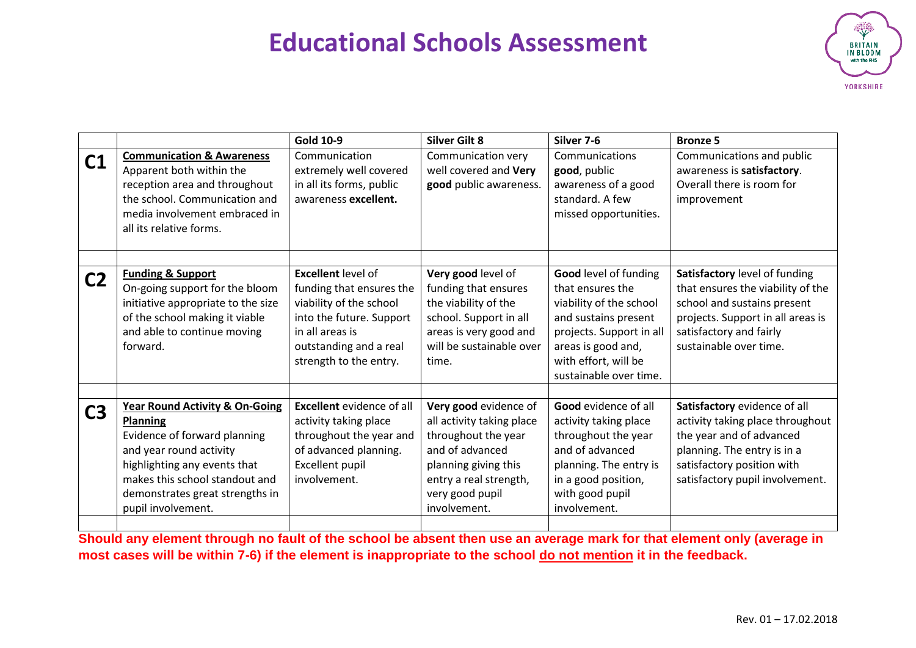# Educational Schools Assessment

| | | Gold 10-9 | Silver Gilt 8 | Silver 7-6 | Bronze 5 |
|---|---|---|---|---|---|
| **C1** | **Communication & Awareness** Apparent both within the reception area and throughout the school. Communication and media involvement embraced in all its relative forms. | Communication extremely well covered in all its forms, public awareness **excellent.** | Communication very well covered and **Very good** public awareness. | Communications **good**, public awareness of a good standard. A few missed opportunities. | Communications and public awareness is **satisfactory**. Overall there is room for improvement |
| | | | | | |
| **C2** | **Funding & Support** On-going support for the bloom initiative appropriate to the size of the school making it viable and able to continue moving forward. | **Excellent** level of funding that ensures the viability of the school into the future. Support in all areas is outstanding and a real strength to the entry. | **Very good** level of funding that ensures the viability of the school. Support in all areas is very good and will be sustainable over time. | **Good** level of funding that ensures the viability of the school and sustains present projects. Support in all areas is good and, with effort, will be sustainable over time. | **Satisfactory** level of funding that ensures the viability of the school and sustains present projects. Support in all areas is satisfactory and fairly sustainable over time. |
| | | | | | |
| **C3** | **Year Round Activity & On-Going Planning** Evidence of forward planning and year round activity highlighting any events that makes this school standout and demonstrates great strengths in pupil involvement. | **Excellent** evidence of all activity taking place throughout the year and of advanced planning. Excellent pupil involvement. | **Very good** evidence of all activity taking place throughout the year and of advanced planning giving this entry a real strength, very good pupil involvement. | **Good** evidence of all activity taking place throughout the year and of advanced planning. The entry is in a good position, with good pupil involvement. | **Satisfactory** evidence of all activity taking place throughout the year and of advanced planning. The entry is in a satisfactory position with satisfactory pupil involvement. |
| | | | | | |

**Should any element through no fault of the school be absent then use an average mark for that element only (average in most cases will be within 7-6) if the element is inappropriate to the school do not mention it in the feedback.**

Rev. 01 – 17.02.2018